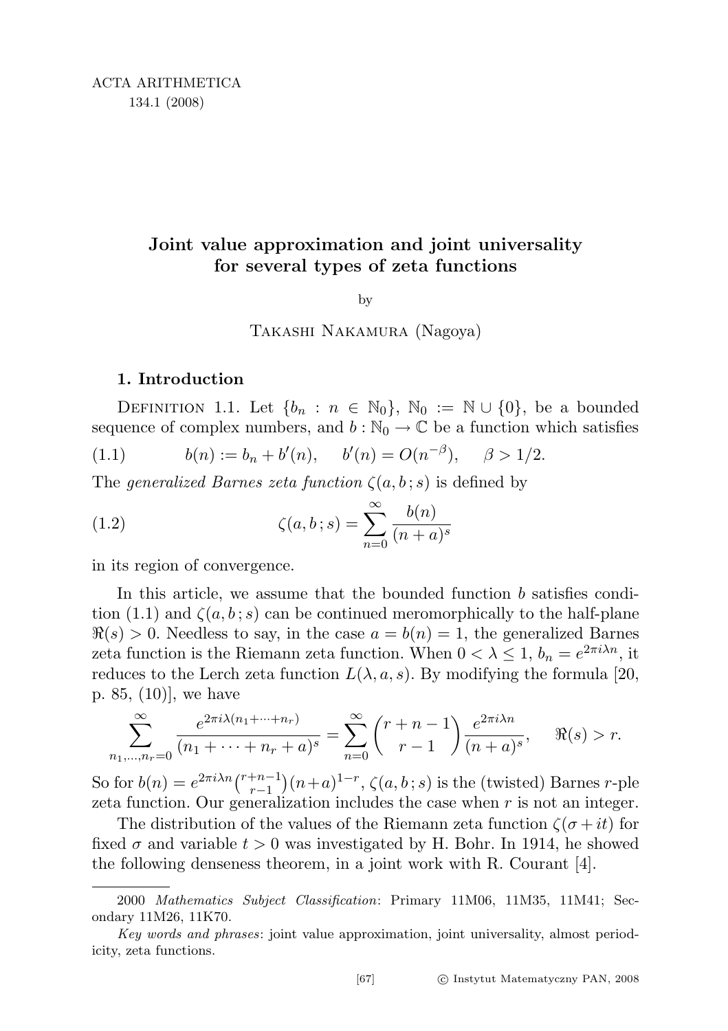# Joint value approximation and joint universality for several types of zeta functions

by

Takashi Nakamura (Nagoya)

## 1. Introduction

Definition 1.1. Let $\{b_n : n \in \mathbb{N}_0\}$, $\mathbb{N}_0 := \mathbb{N} \cup \{0\}$, be a bounded sequence of complex numbers, and $b : \mathbb{N}_0 \to \mathbb{C}$ be a function which satisfies

$$b(n) := b_n + b'(n), \quad b'(n) = O(n^{-\beta}), \quad \beta > 1/2. \tag{1.1}$$

The *generalized Barnes zeta function* $\zeta(a, b\,; s)$ is defined by

$$\zeta(a, b\,; s) = \sum_{n=0}^{\infty} \frac{b(n)}{(n+a)^s} \tag{1.2}$$

in its region of convergence.

In this article, we assume that the bounded function $b$ satisfies condition (1.1) and $\zeta(a, b\,; s)$ can be continued meromorphically to the half-plane $\Re(s) > 0$. Needless to say, in the case $a = b(n) = 1$, the generalized Barnes zeta function is the Riemann zeta function. When $0 < \lambda \le 1$, $b_n = e^{2\pi i \lambda n}$, it reduces to the Lerch zeta function $L(\lambda, a, s)$. By modifying the formula [20, p. 85, (10)], we have

$$\sum_{n_1,\dots,n_r=0}^{\infty} \frac{e^{2\pi i \lambda (n_1+\cdots+n_r)}}{(n_1+\cdots+n_r+a)^s} = \sum_{n=0}^{\infty} \binom{r+n-1}{r-1} \frac{e^{2\pi i \lambda n}}{(n+a)^s}, \quad \Re(s) > r.$$

So for $b(n) = e^{2\pi i \lambda n}\binom{r+n-1}{r-1}(n+a)^{1-r}$, $\zeta(a, b\,; s)$ is the (twisted) Barnes $r$-ple zeta function. Our generalization includes the case when $r$ is not an integer.

The distribution of the values of the Riemann zeta function $\zeta(\sigma + it)$ for fixed $\sigma$ and variable $t > 0$ was investigated by H. Bohr. In 1914, he showed the following denseness theorem, in a joint work with R. Courant [4].

---

2000 *Mathematics Subject Classification*: Primary 11M06, 11M35, 11M41; Secondary 11M26, 11K70.

*Key words and phrases*: joint value approximation, joint universality, almost periodicity, zeta functions.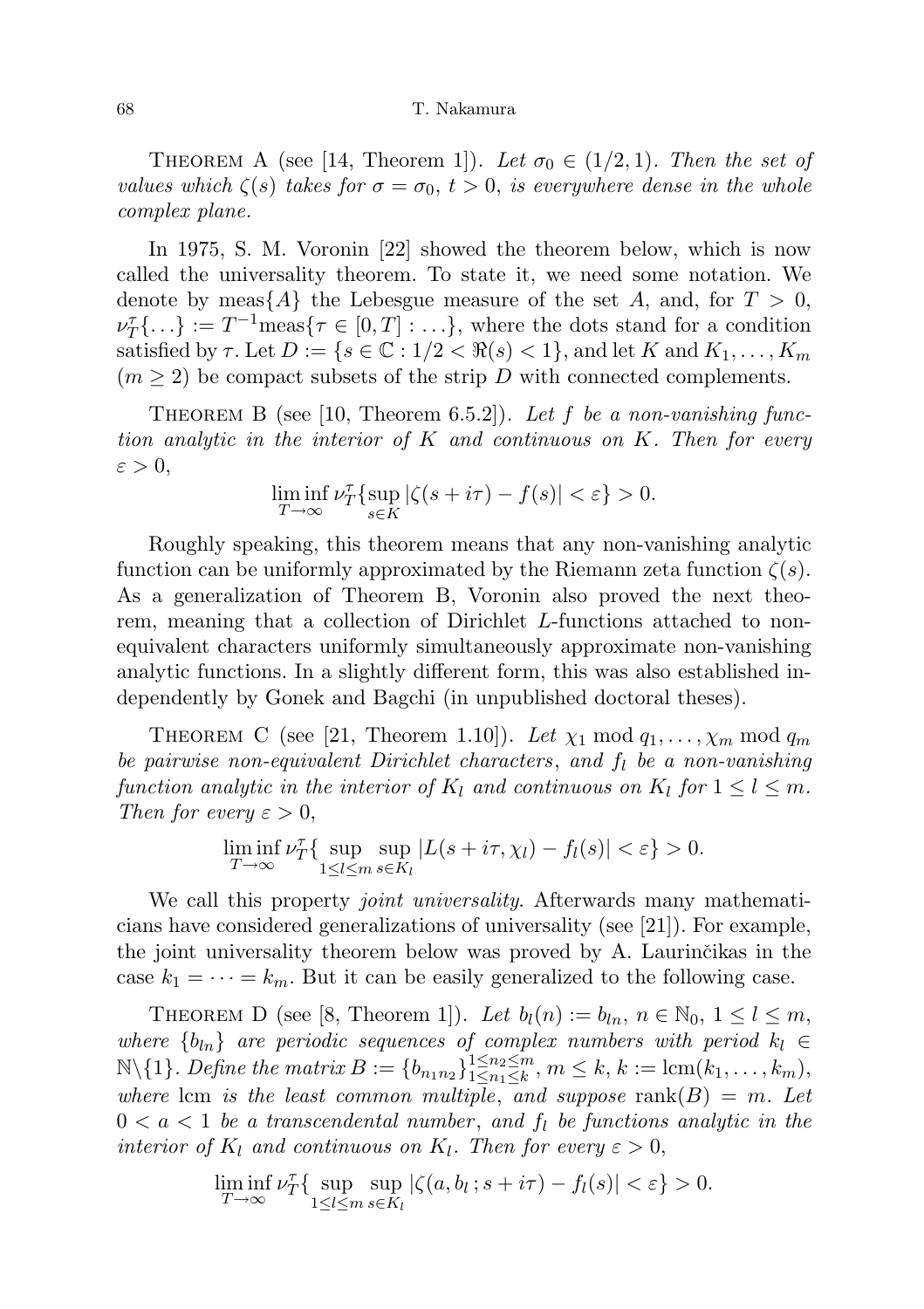Theorem A (see [14, Theorem 1]). *Let $\sigma_0 \in (1/2, 1)$. Then the set of values which $\zeta(s)$ takes for $\sigma = \sigma_0$, $t > 0$, is everywhere dense in the whole complex plane.*

In 1975, S. M. Voronin [22] showed the theorem below, which is now called the universality theorem. To state it, we need some notation. We denote by $\mathrm{meas}\{A\}$ the Lebesgue measure of the set $A$, and, for $T > 0$, $\nu_T^\tau\{\dots\} := T^{-1}\mathrm{meas}\{\tau \in [0, T] : \dots\}$, where the dots stand for a condition satisfied by $\tau$. Let $D := \{s \in \mathbb{C} : 1/2 < \Re(s) < 1\}$, and let $K$ and $K_1, \dots, K_m$ ($m \geq 2$) be compact subsets of the strip $D$ with connected complements.

Theorem B (see [10, Theorem 6.5.2]). *Let $f$ be a non-vanishing function analytic in the interior of $K$ and continuous on $K$. Then for every $\varepsilon > 0$,*

$$\liminf_{T\to\infty} \nu_T^\tau\{\sup_{s\in K} |\zeta(s + i\tau) - f(s)| < \varepsilon\} > 0.$$

Roughly speaking, this theorem means that any non-vanishing analytic function can be uniformly approximated by the Riemann zeta function $\zeta(s)$. As a generalization of Theorem B, Voronin also proved the next theorem, meaning that a collection of Dirichlet $L$-functions attached to non-equivalent characters uniformly simultaneously approximate non-vanishing analytic functions. In a slightly different form, this was also established independently by Gonek and Bagchi (in unpublished doctoral theses).

Theorem C (see [21, Theorem 1.10]). *Let $\chi_1 \bmod q_1, \dots, \chi_m \bmod q_m$ be pairwise non-equivalent Dirichlet characters, and $f_l$ be a non-vanishing function analytic in the interior of $K_l$ and continuous on $K_l$ for $1 \leq l \leq m$. Then for every $\varepsilon > 0$,*

$$\liminf_{T\to\infty} \nu_T^\tau\{\sup_{1\leq l\leq m}\sup_{s\in K_l} |L(s + i\tau, \chi_l) - f_l(s)| < \varepsilon\} > 0.$$

We call this property *joint universality*. Afterwards many mathematicians have considered generalizations of universality (see [21]). For example, the joint universality theorem below was proved by A. Laurinčikas in the case $k_1 = \dots = k_m$. But it can be easily generalized to the following case.

Theorem D (see [8, Theorem 1]). *Let $b_l(n) := b_{ln}$, $n \in \mathbb{N}_0$, $1 \leq l \leq m$, where $\{b_{ln}\}$ are periodic sequences of complex numbers with period $k_l \in \mathbb{N}\backslash\{1\}$. Define the matrix $B := \{b_{n_1 n_2}\}_{1\leq n_1\leq k}^{1\leq n_2\leq m}$, $m \leq k$, $k := \mathrm{lcm}(k_1, \dots, k_m)$, where $\mathrm{lcm}$ is the least common multiple, and suppose $\mathrm{rank}(B) = m$. Let $0 < a < 1$ be a transcendental number, and $f_l$ be functions analytic in the interior of $K_l$ and continuous on $K_l$. Then for every $\varepsilon > 0$,*

$$\liminf_{T\to\infty} \nu_T^\tau\{\sup_{1\leq l\leq m}\sup_{s\in K_l} |\zeta(a, b_l\,; s + i\tau) - f_l(s)| < \varepsilon\} > 0.$$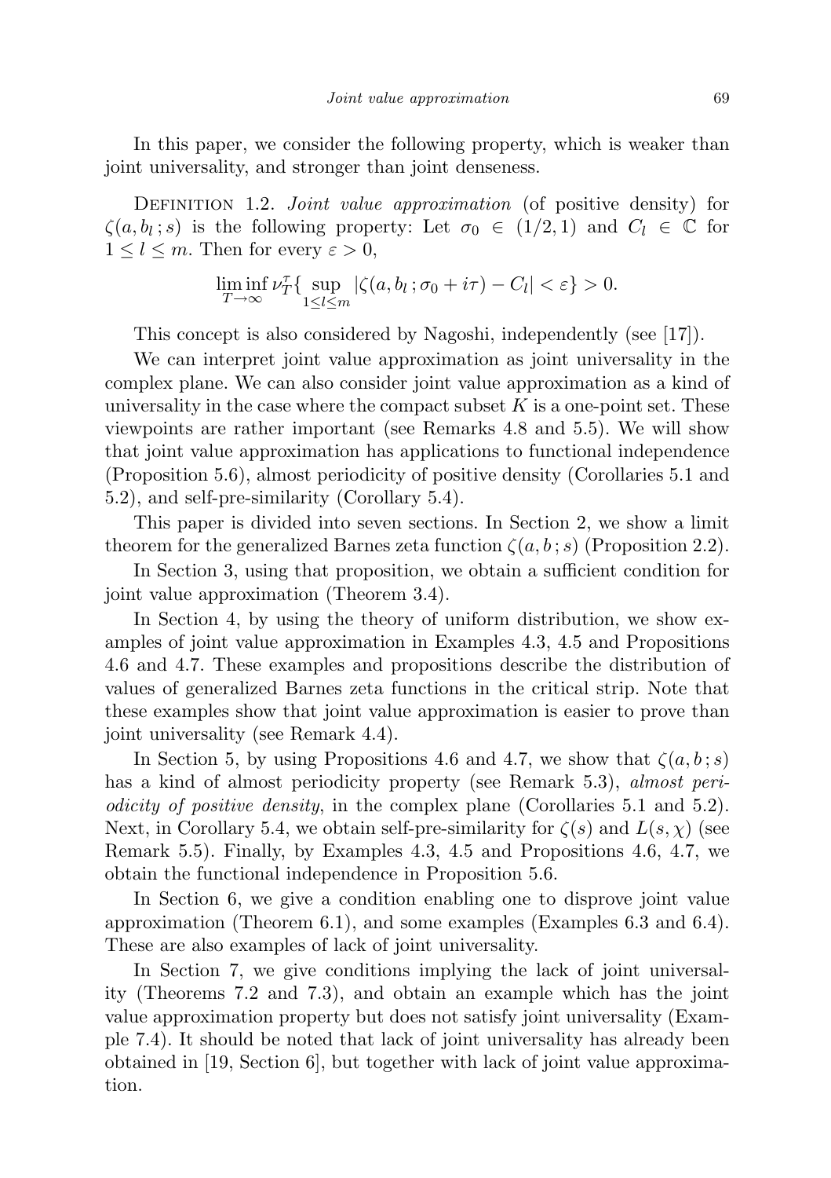In this paper, we consider the following property, which is weaker than joint universality, and stronger than joint denseness.

Definition 1.2. *Joint value approximation* (of positive density) for $\zeta(a, b_l\,; s)$ is the following property: Let $\sigma_0 \in (1/2, 1)$ and $C_l \in \mathbb{C}$ for $1 \le l \le m$. Then for every $\varepsilon > 0$,

$$\liminf_{T\to\infty} \nu_T^\tau \{ \sup_{1\le l\le m} |\zeta(a, b_l\,; \sigma_0 + i\tau) - C_l| < \varepsilon\} > 0.$$

This concept is also considered by Nagoshi, independently (see [17]).

We can interpret joint value approximation as joint universality in the complex plane. We can also consider joint value approximation as a kind of universality in the case where the compact subset $K$ is a one-point set. These viewpoints are rather important (see Remarks 4.8 and 5.5). We will show that joint value approximation has applications to functional independence (Proposition 5.6), almost periodicity of positive density (Corollaries 5.1 and 5.2), and self-pre-similarity (Corollary 5.4).

This paper is divided into seven sections. In Section 2, we show a limit theorem for the generalized Barnes zeta function $\zeta(a, b\,; s)$ (Proposition 2.2).

In Section 3, using that proposition, we obtain a sufficient condition for joint value approximation (Theorem 3.4).

In Section 4, by using the theory of uniform distribution, we show examples of joint value approximation in Examples 4.3, 4.5 and Propositions 4.6 and 4.7. These examples and propositions describe the distribution of values of generalized Barnes zeta functions in the critical strip. Note that these examples show that joint value approximation is easier to prove than joint universality (see Remark 4.4).

In Section 5, by using Propositions 4.6 and 4.7, we show that $\zeta(a, b\,; s)$ has a kind of almost periodicity property (see Remark 5.3), *almost periodicity of positive density*, in the complex plane (Corollaries 5.1 and 5.2). Next, in Corollary 5.4, we obtain self-pre-similarity for $\zeta(s)$ and $L(s, \chi)$ (see Remark 5.5). Finally, by Examples 4.3, 4.5 and Propositions 4.6, 4.7, we obtain the functional independence in Proposition 5.6.

In Section 6, we give a condition enabling one to disprove joint value approximation (Theorem 6.1), and some examples (Examples 6.3 and 6.4). These are also examples of lack of joint universality.

In Section 7, we give conditions implying the lack of joint universality (Theorems 7.2 and 7.3), and obtain an example which has the joint value approximation property but does not satisfy joint universality (Example 7.4). It should be noted that lack of joint universality has already been obtained in [19, Section 6], but together with lack of joint value approximation.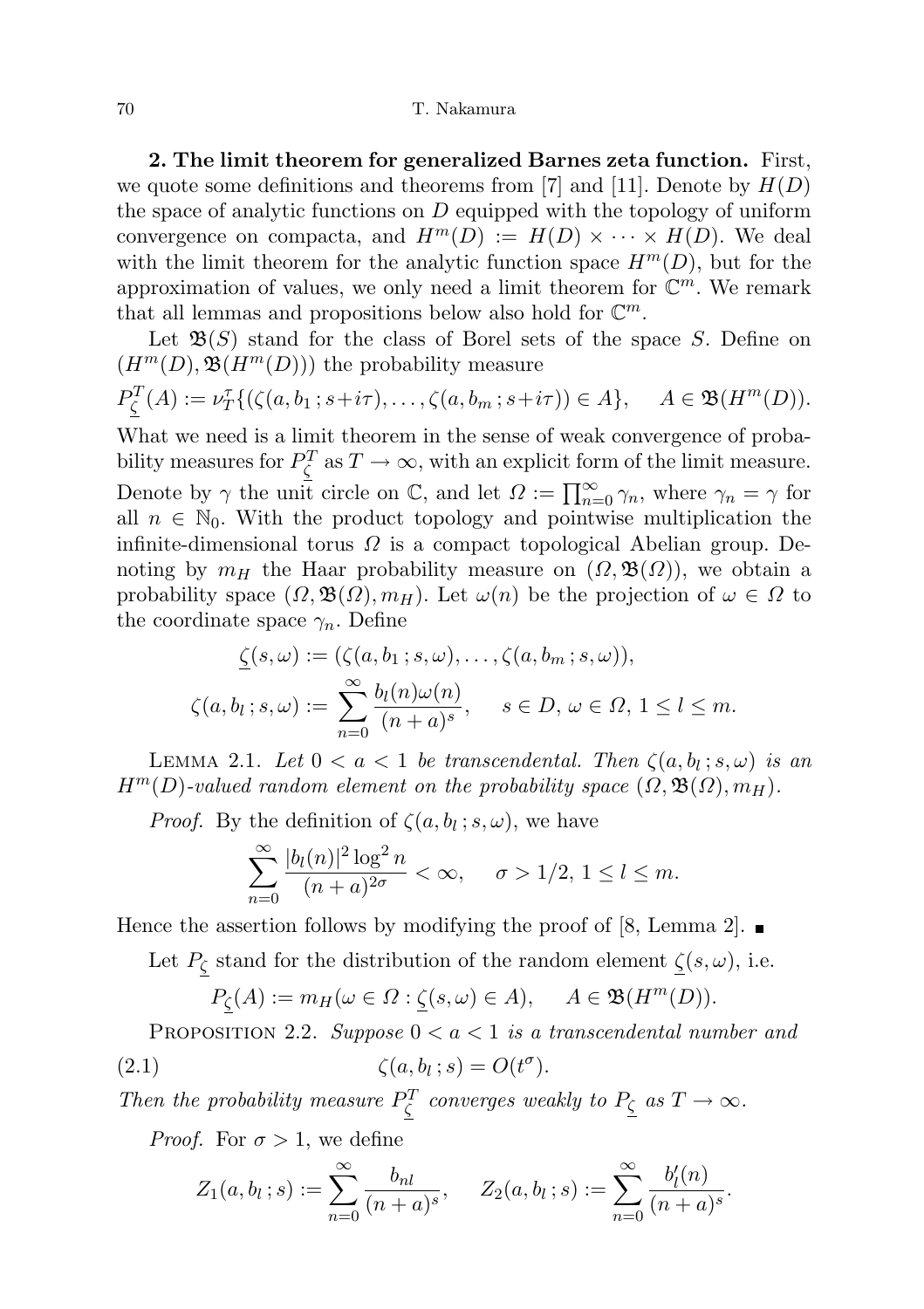**2. The limit theorem for generalized Barnes zeta function.** First, we quote some definitions and theorems from [7] and [11]. Denote by $H(D)$ the space of analytic functions on $D$ equipped with the topology of uniform convergence on compacta, and $H^m(D) := H(D) \times \cdots \times H(D)$. We deal with the limit theorem for the analytic function space $H^m(D)$, but for the approximation of values, we only need a limit theorem for $\mathbb{C}^m$. We remark that all lemmas and propositions below also hold for $\mathbb{C}^m$.

Let $\mathfrak{B}(S)$ stand for the class of Borel sets of the space $S$. Define on $(H^m(D), \mathfrak{B}(H^m(D)))$ the probability measure

$$P_{\underline{\zeta}}^T(A) := \nu_T^\tau\{(\zeta(a,b_1\,;s+i\tau), \ldots, \zeta(a,b_m\,;s+i\tau)) \in A\}, \quad A \in \mathfrak{B}(H^m(D)).$$

What we need is a limit theorem in the sense of weak convergence of probability measures for $P_{\underline{\zeta}}^T$ as $T \to \infty$, with an explicit form of the limit measure. Denote by $\gamma$ the unit circle on $\mathbb{C}$, and let $\Omega := \prod_{n=0}^\infty \gamma_n$, where $\gamma_n = \gamma$ for all $n \in \mathbb{N}_0$. With the product topology and pointwise multiplication the infinite-dimensional torus $\Omega$ is a compact topological Abelian group. Denoting by $m_H$ the Haar probability measure on $(\Omega, \mathfrak{B}(\Omega))$, we obtain a probability space $(\Omega, \mathfrak{B}(\Omega), m_H)$. Let $\omega(n)$ be the projection of $\omega \in \Omega$ to the coordinate space $\gamma_n$. Define

$$\underline{\zeta}(s,\omega) := (\zeta(a,b_1\,;s,\omega), \ldots, \zeta(a,b_m\,;s,\omega)),$$

$$\zeta(a,b_l\,;s,\omega) := \sum_{n=0}^\infty \frac{b_l(n)\omega(n)}{(n+a)^s}, \quad s \in D,\ \omega \in \Omega,\ 1 \le l \le m.$$

Lemma 2.1. *Let $0 < a < 1$ be transcendental. Then $\zeta(a,b_l\,;s,\omega)$ is an $H^m(D)$-valued random element on the probability space $(\Omega, \mathfrak{B}(\Omega), m_H)$.*

*Proof.* By the definition of $\zeta(a,b_l\,;s,\omega)$, we have

$$\sum_{n=0}^\infty \frac{|b_l(n)|^2 \log^2 n}{(n+a)^{2\sigma}} < \infty, \quad \sigma > 1/2,\ 1 \le l \le m.$$

Hence the assertion follows by modifying the proof of [8, Lemma 2]. ∎

Let $P_{\underline{\zeta}}$ stand for the distribution of the random element $\underline{\zeta}(s,\omega)$, i.e.

$$P_{\underline{\zeta}}(A) := m_H(\omega \in \Omega : \underline{\zeta}(s,\omega) \in A), \quad A \in \mathfrak{B}(H^m(D)).$$

Proposition 2.2. *Suppose $0 < a < 1$ is a transcendental number and*

$$\zeta(a,b_l\,;s) = O(t^\sigma). \tag{2.1}$$

*Then the probability measure $P_{\underline{\zeta}}^T$ converges weakly to $P_{\underline{\zeta}}$ as $T \to \infty$.*

*Proof.* For $\sigma > 1$, we define

$$Z_1(a,b_l\,;s) := \sum_{n=0}^\infty \frac{b_{nl}}{(n+a)^s}, \quad Z_2(a,b_l\,;s) := \sum_{n=0}^\infty \frac{b_l'(n)}{(n+a)^s}.$$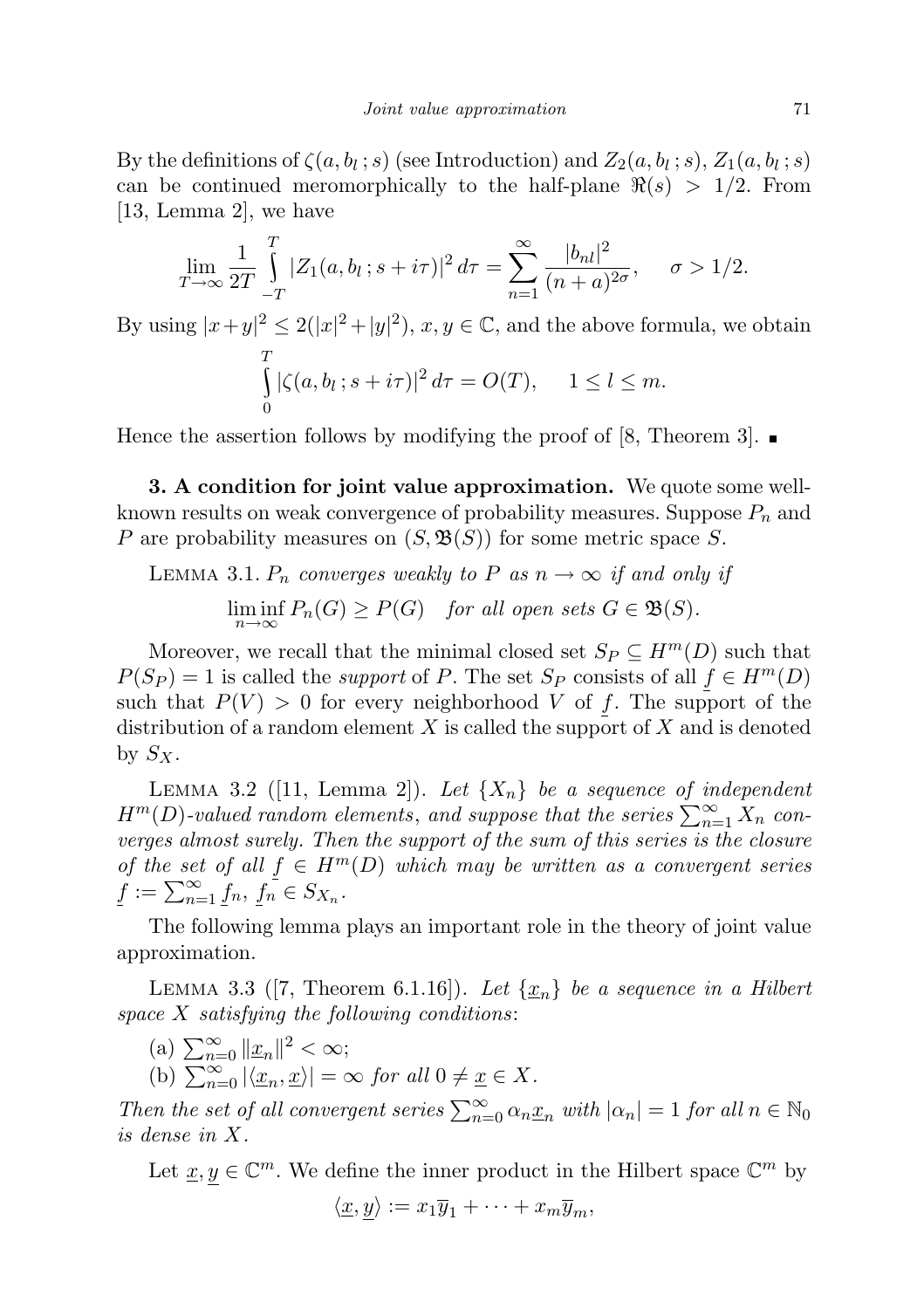By the definitions of $\zeta(a, b_l\,; s)$ (see Introduction) and $Z_2(a, b_l\,; s)$, $Z_1(a, b_l\,; s)$ can be continued meromorphically to the half-plane $\Re(s) > 1/2$. From [13, Lemma 2], we have

$$\lim_{T\to\infty} \frac{1}{2T} \int_{-T}^{T} |Z_1(a, b_l\,; s + i\tau)|^2\, d\tau = \sum_{n=1}^{\infty} \frac{|b_{nl}|^2}{(n+a)^{2\sigma}}, \qquad \sigma > 1/2.$$

By using $|x+y|^2 \leq 2(|x|^2 + |y|^2)$, $x, y \in \mathbb{C}$, and the above formula, we obtain

$$\int_{0}^{T} |\zeta(a, b_l\,; s + i\tau)|^2\, d\tau = O(T), \qquad 1 \leq l \leq m.$$

Hence the assertion follows by modifying the proof of [8, Theorem 3]. ∎

**3. A condition for joint value approximation.** We quote some well-known results on weak convergence of probability measures. Suppose $P_n$ and $P$ are probability measures on $(S, \mathfrak{B}(S))$ for some metric space $S$.

Lemma 3.1. *$P_n$ converges weakly to $P$ as $n \to \infty$ if and only if*

$$\liminf_{n\to\infty} P_n(G) \geq P(G) \quad \textit{for all open sets } G \in \mathfrak{B}(S).$$

Moreover, we recall that the minimal closed set $S_P \subseteq H^m(D)$ such that $P(S_P) = 1$ is called the *support* of $P$. The set $S_P$ consists of all $\underline{f} \in H^m(D)$ such that $P(V) > 0$ for every neighborhood $V$ of $\underline{f}$. The support of the distribution of a random element $X$ is called the support of $X$ and is denoted by $S_X$.

Lemma 3.2 ([11, Lemma 2]). *Let $\{X_n\}$ be a sequence of independent $H^m(D)$-valued random elements, and suppose that the series $\sum_{n=1}^{\infty} X_n$ converges almost surely. Then the support of the sum of this series is the closure of the set of all $\underline{f} \in H^m(D)$ which may be written as a convergent series $\underline{f} := \sum_{n=1}^{\infty} \underline{f}_n$, $\underline{f}_n \in S_{X_n}$.*

The following lemma plays an important role in the theory of joint value approximation.

Lemma 3.3 ([7, Theorem 6.1.16]). *Let $\{\underline{x}_n\}$ be a sequence in a Hilbert space $X$ satisfying the following conditions*:

(a) $\sum_{n=0}^{\infty} \|\underline{x}_n\|^2 < \infty$;

(b) $\sum_{n=0}^{\infty} |\langle \underline{x}_n, \underline{x}\rangle| = \infty$ *for all* $0 \neq \underline{x} \in X$.

*Then the set of all convergent series $\sum_{n=0}^{\infty} \alpha_n \underline{x}_n$ with $|\alpha_n| = 1$ for all $n \in \mathbb{N}_0$ is dense in $X$.*

Let $\underline{x}, \underline{y} \in \mathbb{C}^m$. We define the inner product in the Hilbert space $\mathbb{C}^m$ by

$$\langle \underline{x}, \underline{y}\rangle := x_1\overline{y}_1 + \cdots + x_m\overline{y}_m,$$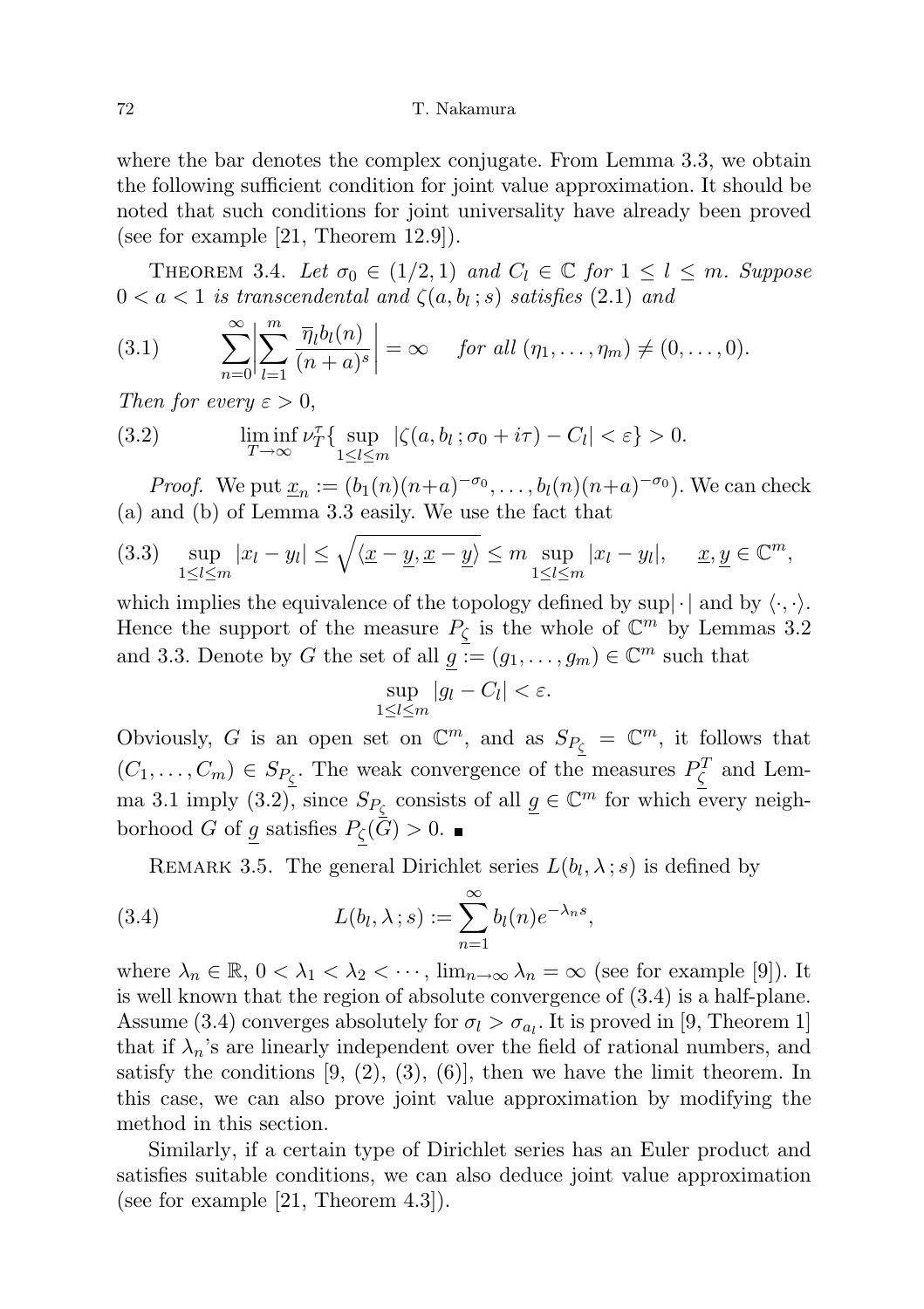where the bar denotes the complex conjugate. From Lemma 3.3, we obtain the following sufficient condition for joint value approximation. It should be noted that such conditions for joint universality have already been proved (see for example [21, Theorem 12.9]).

THEOREM 3.4. *Let $\sigma_0 \in (1/2, 1)$ and $C_l \in \mathbb{C}$ for $1 \le l \le m$. Suppose $0 < a < 1$ is transcendental and $\zeta(a, b_l\,; s)$ satisfies* (2.1) *and*

$$\sum_{n=0}^{\infty} \left| \sum_{l=1}^{m} \frac{\overline{\eta}_l b_l(n)}{(n+a)^s} \right| = \infty \quad \text{for all } (\eta_1, \ldots, \eta_m) \neq (0, \ldots, 0). \tag{3.1}$$

*Then for every $\varepsilon > 0$,*

$$\liminf_{T \to \infty} \nu_T^{\tau} \{ \sup_{1 \le l \le m} |\zeta(a, b_l\,; \sigma_0 + i\tau) - C_l| < \varepsilon \} > 0. \tag{3.2}$$

*Proof.* We put $\underline{x}_n := (b_1(n)(n+a)^{-\sigma_0}, \ldots, b_l(n)(n+a)^{-\sigma_0})$. We can check (a) and (b) of Lemma 3.3 easily. We use the fact that

$$\sup_{1 \le l \le m} |x_l - y_l| \le \sqrt{\langle \underline{x} - \underline{y}, \underline{x} - \underline{y} \rangle} \le m \sup_{1 \le l \le m} |x_l - y_l|, \qquad \underline{x}, \underline{y} \in \mathbb{C}^m, \tag{3.3}$$

which implies the equivalence of the topology defined by $\sup|\cdot|$ and by $\langle \cdot, \cdot \rangle$. Hence the support of the measure $P_{\underline{\zeta}}$ is the whole of $\mathbb{C}^m$ by Lemmas 3.2 and 3.3. Denote by $G$ the set of all $\underline{g} := (g_1, \ldots, g_m) \in \mathbb{C}^m$ such that

$$\sup_{1 \le l \le m} |g_l - C_l| < \varepsilon.$$

Obviously, $G$ is an open set on $\mathbb{C}^m$, and as $S_{P_{\underline{\zeta}}} = \mathbb{C}^m$, it follows that $(C_1, \ldots, C_m) \in S_{P_{\underline{\zeta}}}$. The weak convergence of the measures $P_{\underline{\zeta}}^T$ and Lemma 3.1 imply (3.2), since $S_{P_{\underline{\zeta}}}$ consists of all $\underline{g} \in \mathbb{C}^m$ for which every neighborhood $G$ of $\underline{g}$ satisfies $P_{\underline{\zeta}}(G) > 0$. ∎

REMARK 3.5. The general Dirichlet series $L(b_l, \lambda\,; s)$ is defined by

$$L(b_l, \lambda\,; s) := \sum_{n=1}^{\infty} b_l(n) e^{-\lambda_n s}, \tag{3.4}$$

where $\lambda_n \in \mathbb{R}$, $0 < \lambda_1 < \lambda_2 < \cdots$, $\lim_{n \to \infty} \lambda_n = \infty$ (see for example [9]). It is well known that the region of absolute convergence of (3.4) is a half-plane. Assume (3.4) converges absolutely for $\sigma_l > \sigma_{a_l}$. It is proved in [9, Theorem 1] that if $\lambda_n$'s are linearly independent over the field of rational numbers, and satisfy the conditions [9, (2), (3), (6)], then we have the limit theorem. In this case, we can also prove joint value approximation by modifying the method in this section.

Similarly, if a certain type of Dirichlet series has an Euler product and satisfies suitable conditions, we can also deduce joint value approximation (see for example [21, Theorem 4.3]).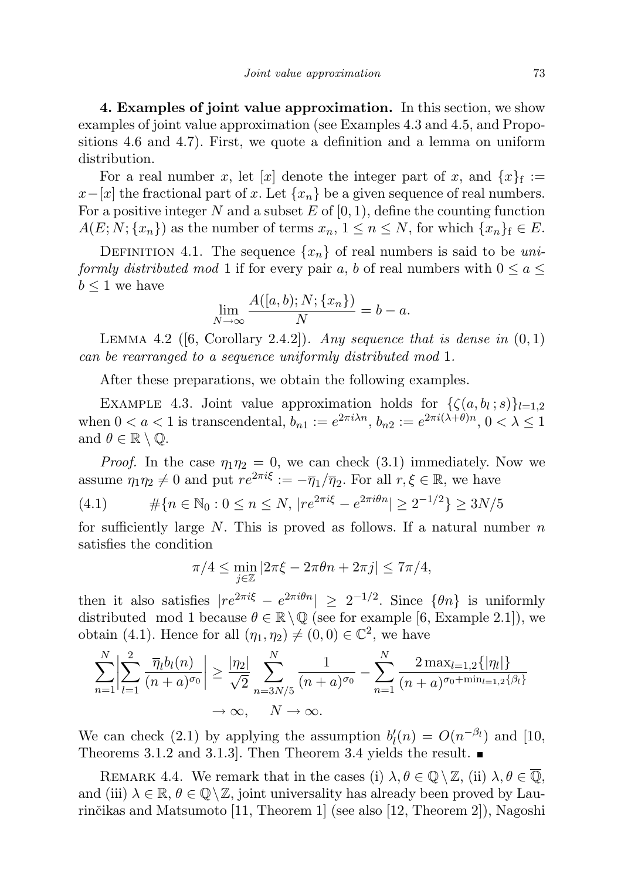**4. Examples of joint value approximation.** In this section, we show examples of joint value approximation (see Examples 4.3 and 4.5, and Propositions 4.6 and 4.7). First, we quote a definition and a lemma on uniform distribution.

For a real number $x$, let $[x]$ denote the integer part of $x$, and $\{x\}_{\mathrm{f}} := x-[x]$ the fractional part of $x$. Let $\{x_n\}$ be a given sequence of real numbers. For a positive integer $N$ and a subset $E$ of $[0,1)$, define the counting function $A(E;N;\{x_n\})$ as the number of terms $x_n$, $1 \le n \le N$, for which $\{x_n\}_{\mathrm{f}} \in E$.

Definition 4.1. The sequence $\{x_n\}$ of real numbers is said to be *uniformly distributed mod* 1 if for every pair $a$, $b$ of real numbers with $0 \le a \le b \le 1$ we have

$$\lim_{N\to\infty} \frac{A([a,b);N;\{x_n\})}{N} = b-a.$$

Lemma 4.2 ([6, Corollary 2.4.2]). *Any sequence that is dense in* $(0,1)$ *can be rearranged to a sequence uniformly distributed mod* 1.

After these preparations, we obtain the following examples.

Example 4.3. Joint value approximation holds for $\{\zeta(a,b_l;s)\}_{l=1,2}$ when $0<a<1$ is transcendental, $b_{n1} := e^{2\pi i\lambda n}$, $b_{n2} := e^{2\pi i(\lambda+\theta)n}$, $0<\lambda\le 1$ and $\theta \in \mathbb{R}\setminus\mathbb{Q}$.

*Proof.* In the case $\eta_1\eta_2 = 0$, we can check (3.1) immediately. Now we assume $\eta_1\eta_2 \neq 0$ and put $re^{2\pi i\xi} := -\overline{\eta}_1/\overline{\eta}_2$. For all $r,\xi \in \mathbb{R}$, we have

$$\#\{n \in \mathbb{N}_0 : 0 \le n \le N,\ |re^{2\pi i\xi} - e^{2\pi i\theta n}| \ge 2^{-1/2}\} \ge 3N/5 \tag{4.1}$$

for sufficiently large $N$. This is proved as follows. If a natural number $n$ satisfies the condition

$$\pi/4 \le \min_{j\in\mathbb{Z}} |2\pi\xi - 2\pi\theta n + 2\pi j| \le 7\pi/4,$$

then it also satisfies $|re^{2\pi i\xi} - e^{2\pi i\theta n}| \ge 2^{-1/2}$. Since $\{\theta n\}$ is uniformly distributed mod 1 because $\theta\in\mathbb{R}\setminus\mathbb{Q}$ (see for example [6, Example 2.1]), we obtain (4.1). Hence for all $(\eta_1,\eta_2) \neq (0,0) \in \mathbb{C}^2$, we have

$$\sum_{n=1}^{N}\bigg|\sum_{l=1}^{2} \frac{\overline{\eta}_l b_l(n)}{(n+a)^{\sigma_0}}\bigg| \ge \frac{|\eta_2|}{\sqrt{2}} \sum_{n=3N/5}^{N} \frac{1}{(n+a)^{\sigma_0}} - \sum_{n=1}^{N} \frac{2\max_{l=1,2}\{|\eta_l|\}}{(n+a)^{\sigma_0+\min_{l=1,2}\{\beta_l\}}} \to \infty, \qquad N\to\infty.$$

We can check (2.1) by applying the assumption $b_l'(n) = O(n^{-\beta_l})$ and [10, Theorems 3.1.2 and 3.1.3]. Then Theorem 3.4 yields the result. ∎

Remark 4.4. We remark that in the cases (i) $\lambda,\theta\in\mathbb{Q}\setminus\mathbb{Z}$, (ii) $\lambda,\theta\in\overline{\mathbb{Q}}$, and (iii) $\lambda\in\mathbb{R}$, $\theta\in\mathbb{Q}\setminus\mathbb{Z}$, joint universality has already been proved by Laurinčikas and Matsumoto [11, Theorem 1] (see also [12, Theorem 2]), Nagoshi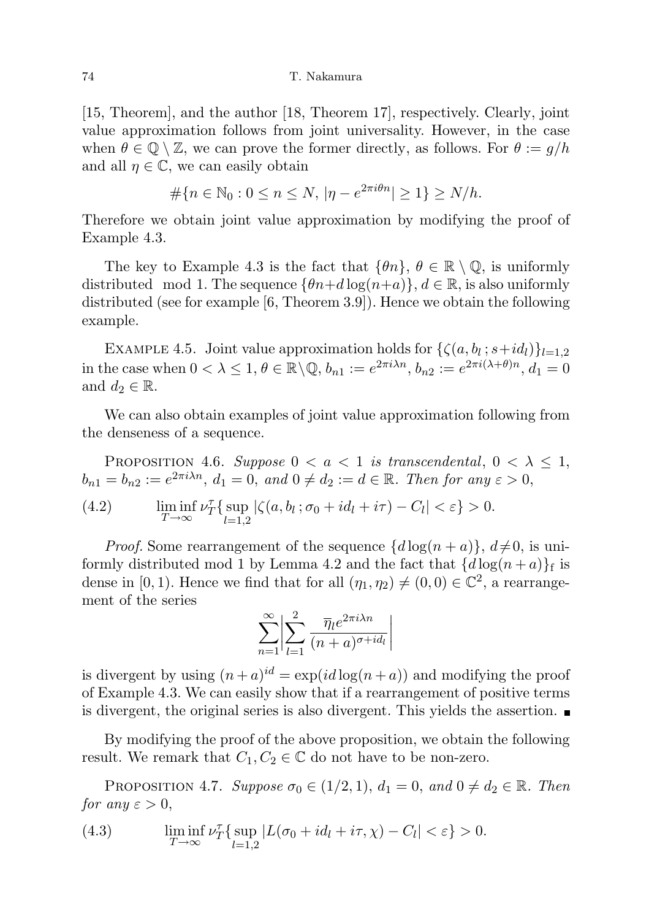[15, Theorem], and the author [18, Theorem 17], respectively. Clearly, joint value approximation follows from joint universality. However, in the case when $\theta \in \mathbb{Q} \setminus \mathbb{Z}$, we can prove the former directly, as follows. For $\theta := g/h$ and all $\eta \in \mathbb{C}$, we can easily obtain

$$\#\{n \in \mathbb{N}_0 : 0 \le n \le N,\ |\eta - e^{2\pi i \theta n}| \ge 1\} \ge N/h.$$

Therefore we obtain joint value approximation by modifying the proof of Example 4.3.

The key to Example 4.3 is the fact that $\{\theta n\}$, $\theta \in \mathbb{R} \setminus \mathbb{Q}$, is uniformly distributed mod 1. The sequence $\{\theta n + d \log(n+a)\}$, $d \in \mathbb{R}$, is also uniformly distributed (see for example [6, Theorem 3.9]). Hence we obtain the following example.

Example 4.5. Joint value approximation holds for $\{\zeta(a, b_l\,; s + id_l)\}_{l=1,2}$ in the case when $0 < \lambda \le 1$, $\theta \in \mathbb{R} \setminus \mathbb{Q}$, $b_{n1} := e^{2\pi i \lambda n}$, $b_{n2} := e^{2\pi i (\lambda + \theta) n}$, $d_1 = 0$ and $d_2 \in \mathbb{R}$.

We can also obtain examples of joint value approximation following from the denseness of a sequence.

Proposition 4.6. *Suppose* $0 < a < 1$ *is transcendental*, $0 < \lambda \le 1$, $b_{n1} = b_{n2} := e^{2\pi i \lambda n}$, $d_1 = 0$, *and* $0 \ne d_2 := d \in \mathbb{R}$. *Then for any* $\varepsilon > 0$,

$$\liminf_{T \to \infty} \nu_T^{\tau}\{\sup_{l=1,2} |\zeta(a, b_l\,; \sigma_0 + id_l + i\tau) - C_l| < \varepsilon\} > 0. \tag{4.2}$$

*Proof.* Some rearrangement of the sequence $\{d \log(n+a)\}$, $d \ne 0$, is uniformly distributed mod 1 by Lemma 4.2 and the fact that $\{d \log(n+a)\}_{\mathrm{f}}$ is dense in $[0,1)$. Hence we find that for all $(\eta_1, \eta_2) \ne (0,0) \in \mathbb{C}^2$, a rearrangement of the series

$$\sum_{n=1}^{\infty} \biggl| \sum_{l=1}^{2} \frac{\overline{\eta}_l e^{2\pi i \lambda n}}{(n+a)^{\sigma + id_l}} \biggr|$$

is divergent by using $(n+a)^{id} = \exp(id \log(n+a))$ and modifying the proof of Example 4.3. We can easily show that if a rearrangement of positive terms is divergent, the original series is also divergent. This yields the assertion. ∎

By modifying the proof of the above proposition, we obtain the following result. We remark that $C_1, C_2 \in \mathbb{C}$ do not have to be non-zero.

Proposition 4.7. *Suppose* $\sigma_0 \in (1/2, 1)$, $d_1 = 0$, *and* $0 \ne d_2 \in \mathbb{R}$. *Then for any* $\varepsilon > 0$,

$$\liminf_{T \to \infty} \nu_T^{\tau}\{\sup_{l=1,2} |L(\sigma_0 + id_l + i\tau, \chi) - C_l| < \varepsilon\} > 0. \tag{4.3}$$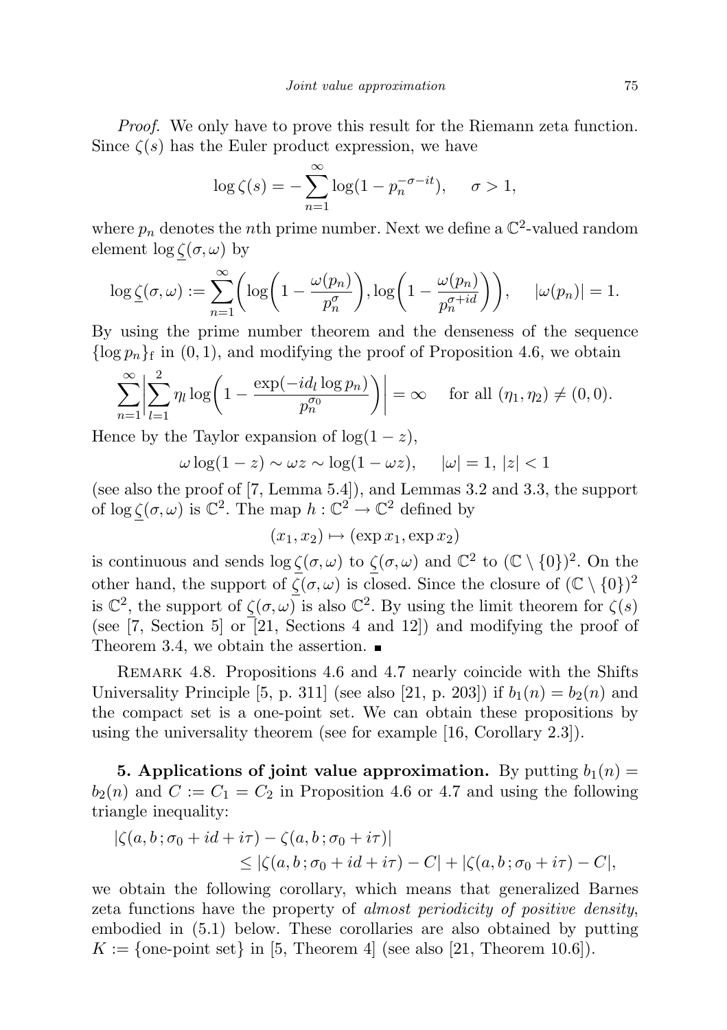*Proof.* We only have to prove this result for the Riemann zeta function. Since $\zeta(s)$ has the Euler product expression, we have

$$\log \zeta(s) = -\sum_{n=1}^{\infty} \log(1 - p_n^{-\sigma - it}), \qquad \sigma > 1,$$

where $p_n$ denotes the $n$th prime number. Next we define a $\mathbb{C}^2$-valued random element $\log \underline{\zeta}(\sigma, \omega)$ by

$$\log \underline{\zeta}(\sigma, \omega) := \sum_{n=1}^{\infty} \biggl( \log\biggl(1 - \frac{\omega(p_n)}{p_n^{\sigma}}\biggr), \log\biggl(1 - \frac{\omega(p_n)}{p_n^{\sigma+id}}\biggr)\biggr), \qquad |\omega(p_n)| = 1.$$

By using the prime number theorem and the denseness of the sequence $\{\log p_n\}_{\mathrm{f}}$ in $(0,1)$, and modifying the proof of Proposition 4.6, we obtain

$$\sum_{n=1}^{\infty} \biggl| \sum_{l=1}^{2} \eta_l \log\biggl(1 - \frac{\exp(-id_l \log p_n)}{p_n^{\sigma_0}}\biggr) \biggr| = \infty \quad \text{ for all } (\eta_1, \eta_2) \neq (0,0).$$

Hence by the Taylor expansion of $\log(1-z)$,

$$\omega \log(1 - z) \sim \omega z \sim \log(1 - \omega z), \qquad |\omega| = 1, \ |z| < 1$$

(see also the proof of [7, Lemma 5.4]), and Lemmas 3.2 and 3.3, the support of $\log \underline{\zeta}(\sigma, \omega)$ is $\mathbb{C}^2$. The map $h : \mathbb{C}^2 \to \mathbb{C}^2$ defined by

$$(x_1, x_2) \mapsto (\exp x_1, \exp x_2)$$

is continuous and sends $\log \underline{\zeta}(\sigma, \omega)$ to $\underline{\zeta}(\sigma, \omega)$ and $\mathbb{C}^2$ to $(\mathbb{C} \setminus \{0\})^2$. On the other hand, the support of $\underline{\zeta}(\sigma, \omega)$ is closed. Since the closure of $(\mathbb{C} \setminus \{0\})^2$ is $\mathbb{C}^2$, the support of $\underline{\zeta}(\sigma, \omega)$ is also $\mathbb{C}^2$. By using the limit theorem for $\zeta(s)$ (see [7, Section 5] or [21, Sections 4 and 12]) and modifying the proof of Theorem 3.4, we obtain the assertion. ∎

Remark 4.8. Propositions 4.6 and 4.7 nearly coincide with the Shifts Universality Principle [5, p. 311] (see also [21, p. 203]) if $b_1(n) = b_2(n)$ and the compact set is a one-point set. We can obtain these propositions by using the universality theorem (see for example [16, Corollary 2.3]).

**5. Applications of joint value approximation.** By putting $b_1(n) = b_2(n)$ and $C := C_1 = C_2$ in Proposition 4.6 or 4.7 and using the following triangle inequality:

$$\begin{aligned} &|\zeta(a, b\,; \sigma_0 + id + i\tau) - \zeta(a, b\,; \sigma_0 + i\tau)| \\ &\qquad\qquad \leq |\zeta(a, b\,; \sigma_0 + id + i\tau) - C| + |\zeta(a, b\,; \sigma_0 + i\tau) - C|, \end{aligned}$$

we obtain the following corollary, which means that generalized Barnes zeta functions have the property of *almost periodicity of positive density*, embodied in (5.1) below. These corollaries are also obtained by putting $K := \{\text{one-point set}\}$ in [5, Theorem 4] (see also [21, Theorem 10.6]).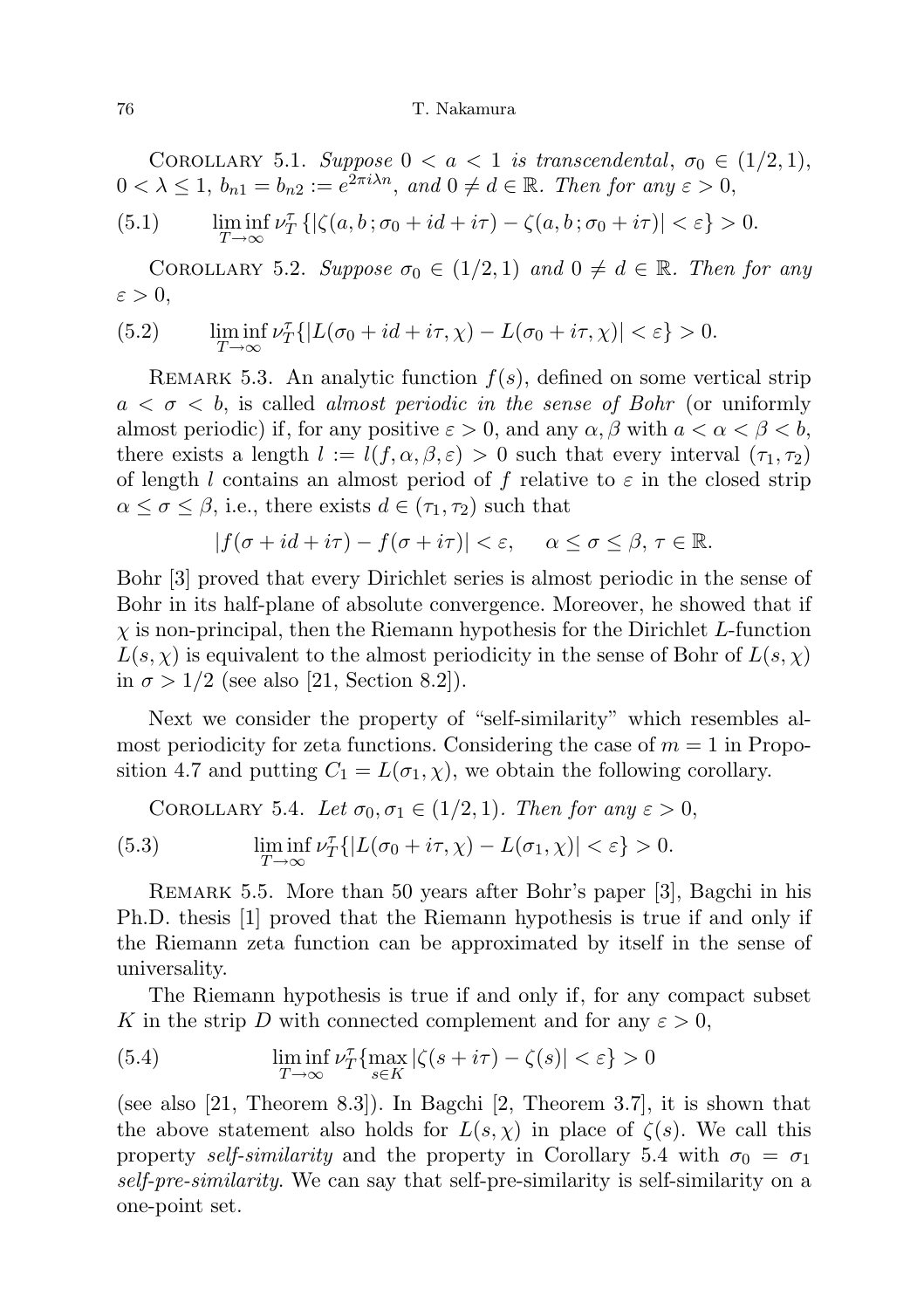Corollary 5.1. *Suppose $0 < a < 1$ is transcendental, $\sigma_0 \in (1/2, 1)$, $0 < \lambda \le 1$, $b_{n1} = b_{n2} := e^{2\pi i \lambda n}$, and $0 \ne d \in \mathbb{R}$. Then for any $\varepsilon > 0$,*

$$\liminf_{T\to\infty} \nu_T^\tau \{|\zeta(a, b\,; \sigma_0 + id + i\tau) - \zeta(a, b\,; \sigma_0 + i\tau)| < \varepsilon\} > 0. \tag{5.1}$$

Corollary 5.2. *Suppose $\sigma_0 \in (1/2, 1)$ and $0 \ne d \in \mathbb{R}$. Then for any $\varepsilon > 0$,*

$$\liminf_{T\to\infty} \nu_T^\tau \{|L(\sigma_0 + id + i\tau, \chi) - L(\sigma_0 + i\tau, \chi)| < \varepsilon\} > 0. \tag{5.2}$$

Remark 5.3. An analytic function $f(s)$, defined on some vertical strip $a < \sigma < b$, is called *almost periodic in the sense of Bohr* (or uniformly almost periodic) if, for any positive $\varepsilon > 0$, and any $\alpha, \beta$ with $a < \alpha < \beta < b$, there exists a length $l := l(f, \alpha, \beta, \varepsilon) > 0$ such that every interval $(\tau_1, \tau_2)$ of length $l$ contains an almost period of $f$ relative to $\varepsilon$ in the closed strip $\alpha \le \sigma \le \beta$, i.e., there exists $d \in (\tau_1, \tau_2)$ such that

$$|f(\sigma + id + i\tau) - f(\sigma + i\tau)| < \varepsilon, \qquad \alpha \le \sigma \le \beta,\ \tau \in \mathbb{R}.$$

Bohr [3] proved that every Dirichlet series is almost periodic in the sense of Bohr in its half-plane of absolute convergence. Moreover, he showed that if $\chi$ is non-principal, then the Riemann hypothesis for the Dirichlet $L$-function $L(s, \chi)$ is equivalent to the almost periodicity in the sense of Bohr of $L(s, \chi)$ in $\sigma > 1/2$ (see also [21, Section 8.2]).

Next we consider the property of "self-similarity" which resembles almost periodicity for zeta functions. Considering the case of $m = 1$ in Proposition 4.7 and putting $C_1 = L(\sigma_1, \chi)$, we obtain the following corollary.

Corollary 5.4. *Let $\sigma_0, \sigma_1 \in (1/2, 1)$. Then for any $\varepsilon > 0$,*

$$\liminf_{T\to\infty} \nu_T^\tau \{|L(\sigma_0 + i\tau, \chi) - L(\sigma_1, \chi)| < \varepsilon\} > 0. \tag{5.3}$$

Remark 5.5. More than 50 years after Bohr's paper [3], Bagchi in his Ph.D. thesis [1] proved that the Riemann hypothesis is true if and only if the Riemann zeta function can be approximated by itself in the sense of universality.

The Riemann hypothesis is true if and only if, for any compact subset $K$ in the strip $D$ with connected complement and for any $\varepsilon > 0$,

$$\liminf_{T\to\infty} \nu_T^\tau \{\max_{s\in K} |\zeta(s + i\tau) - \zeta(s)| < \varepsilon\} > 0 \tag{5.4}$$

(see also [21, Theorem 8.3]). In Bagchi [2, Theorem 3.7], it is shown that the above statement also holds for $L(s, \chi)$ in place of $\zeta(s)$. We call this property *self-similarity* and the property in Corollary 5.4 with $\sigma_0 = \sigma_1$ *self-pre-similarity*. We can say that self-pre-similarity is self-similarity on a one-point set.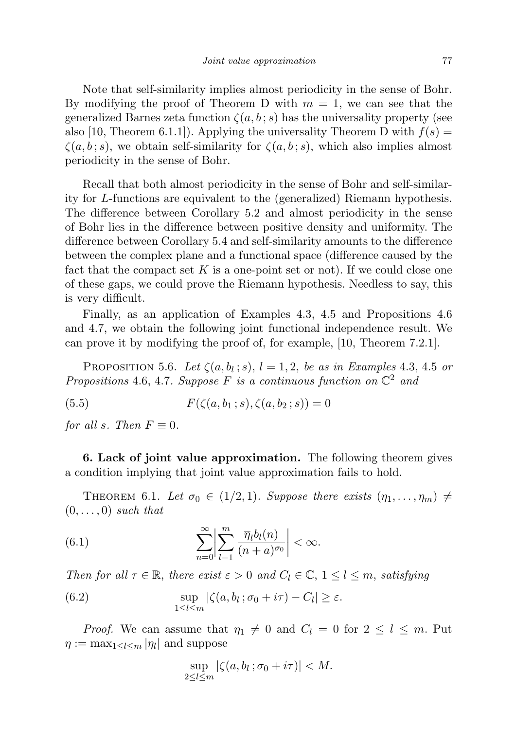Note that self-similarity implies almost periodicity in the sense of Bohr. By modifying the proof of Theorem D with $m = 1$, we can see that the generalized Barnes zeta function $\zeta(a, b\,; s)$ has the universality property (see also [10, Theorem 6.1.1]). Applying the universality Theorem D with $f(s) = \zeta(a, b\,; s)$, we obtain self-similarity for $\zeta(a, b\,; s)$, which also implies almost periodicity in the sense of Bohr.

Recall that both almost periodicity in the sense of Bohr and self-similarity for $L$-functions are equivalent to the (generalized) Riemann hypothesis. The difference between Corollary 5.2 and almost periodicity in the sense of Bohr lies in the difference between positive density and uniformity. The difference between Corollary 5.4 and self-similarity amounts to the difference between the complex plane and a functional space (difference caused by the fact that the compact set $K$ is a one-point set or not). If we could close one of these gaps, we could prove the Riemann hypothesis. Needless to say, this is very difficult.

Finally, as an application of Examples 4.3, 4.5 and Propositions 4.6 and 4.7, we obtain the following joint functional independence result. We can prove it by modifying the proof of, for example, [10, Theorem 7.2.1].

Proposition 5.6. *Let $\zeta(a, b_l\,; s)$, $l = 1, 2$, be as in Examples 4.3, 4.5 or Propositions 4.6, 4.7. Suppose $F$ is a continuous function on $\mathbb{C}^2$ and*

$$F(\zeta(a, b_1\,; s), \zeta(a, b_2\,; s)) = 0 \tag{5.5}$$

*for all $s$. Then $F \equiv 0$.*

**6. Lack of joint value approximation.** The following theorem gives a condition implying that joint value approximation fails to hold.

Theorem 6.1. *Let $\sigma_0 \in (1/2, 1)$. Suppose there exists $(\eta_1, \dots, \eta_m) \neq (0, \dots, 0)$ such that*

$$\sum_{n=0}^{\infty} \left| \sum_{l=1}^{m} \frac{\overline{\eta}_l b_l(n)}{(n+a)^{\sigma_0}} \right| < \infty. \tag{6.1}$$

*Then for all $\tau \in \mathbb{R}$, there exist $\varepsilon > 0$ and $C_l \in \mathbb{C}$, $1 \le l \le m$, satisfying*

$$\sup_{1 \le l \le m} |\zeta(a, b_l\,; \sigma_0 + i\tau) - C_l| \ge \varepsilon. \tag{6.2}$$

*Proof.* We can assume that $\eta_1 \neq 0$ and $C_l = 0$ for $2 \le l \le m$. Put $\eta := \max_{1 \le l \le m} |\eta_l|$ and suppose

$$\sup_{2 \le l \le m} |\zeta(a, b_l\,; \sigma_0 + i\tau)| < M.$$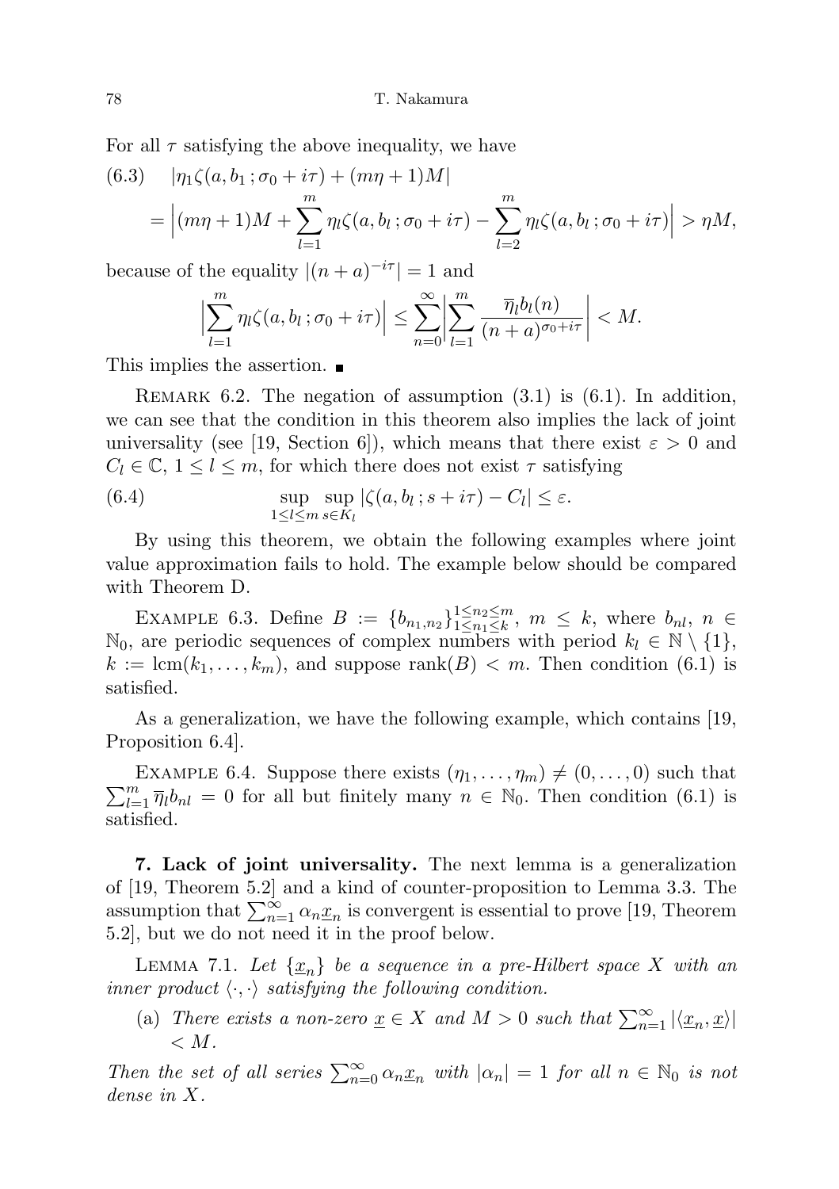For all $\tau$ satisfying the above inequality, we have

$$
\begin{aligned}
(6.3)\quad & |\eta_1\zeta(a,b_1\,;\sigma_0+i\tau)+(m\eta+1)M| \\
&= \Big|(m\eta+1)M+\sum_{l=1}^{m}\eta_l\zeta(a,b_l\,;\sigma_0+i\tau)-\sum_{l=2}^{m}\eta_l\zeta(a,b_l\,;\sigma_0+i\tau)\Big| > \eta M,
\end{aligned}
$$

because of the equality $|(n+a)^{-i\tau}|=1$ and

$$
\Big|\sum_{l=1}^{m}\eta_l\zeta(a,b_l\,;\sigma_0+i\tau)\Big| \le \sum_{n=0}^{\infty}\Big|\sum_{l=1}^{m}\frac{\overline{\eta}_l b_l(n)}{(n+a)^{\sigma_0+i\tau}}\Big| < M.
$$

This implies the assertion. ∎

Remark 6.2. The negation of assumption (3.1) is (6.1). In addition, we can see that the condition in this theorem also implies the lack of joint universality (see [19, Section 6]), which means that there exist $\varepsilon>0$ and $C_l\in\mathbb{C}$, $1\le l\le m$, for which there does not exist $\tau$ satisfying

$$
\sup_{1\le l\le m}\sup_{s\in K_l}|\zeta(a,b_l\,;s+i\tau)-C_l|\le\varepsilon. \tag{6.4}
$$

By using this theorem, we obtain the following examples where joint value approximation fails to hold. The example below should be compared with Theorem D.

Example 6.3. Define $B:=\{b_{n_1,n_2}\}_{1\le n_1\le k}^{1\le n_2\le m}$, $m\le k$, where $b_{nl}$, $n\in\mathbb{N}_0$, are periodic sequences of complex numbers with period $k_l\in\mathbb{N}\setminus\{1\}$, $k:=\mathrm{lcm}(k_1,\dots,k_m)$, and suppose $\mathrm{rank}(B)<m$. Then condition (6.1) is satisfied.

As a generalization, we have the following example, which contains [19, Proposition 6.4].

Example 6.4. Suppose there exists $(\eta_1,\dots,\eta_m)\ne(0,\dots,0)$ such that $\sum_{l=1}^{m}\overline{\eta}_l b_{nl}=0$ for all but finitely many $n\in\mathbb{N}_0$. Then condition (6.1) is satisfied.

**7. Lack of joint universality.** The next lemma is a generalization of [19, Theorem 5.2] and a kind of counter-proposition to Lemma 3.3. The assumption that $\sum_{n=1}^{\infty}\alpha_n\underline{x}_n$ is convergent is essential to prove [19, Theorem 5.2], but we do not need it in the proof below.

Lemma 7.1. *Let $\{\underline{x}_n\}$ be a sequence in a pre-Hilbert space $X$ with an inner product $\langle\cdot,\cdot\rangle$ satisfying the following condition.*

(a) *There exists a non-zero $\underline{x}\in X$ and $M>0$ such that $\sum_{n=1}^{\infty}|\langle\underline{x}_n,\underline{x}\rangle| < M$.*

*Then the set of all series $\sum_{n=0}^{\infty}\alpha_n\underline{x}_n$ with $|\alpha_n|=1$ for all $n\in\mathbb{N}_0$ is not dense in $X$.*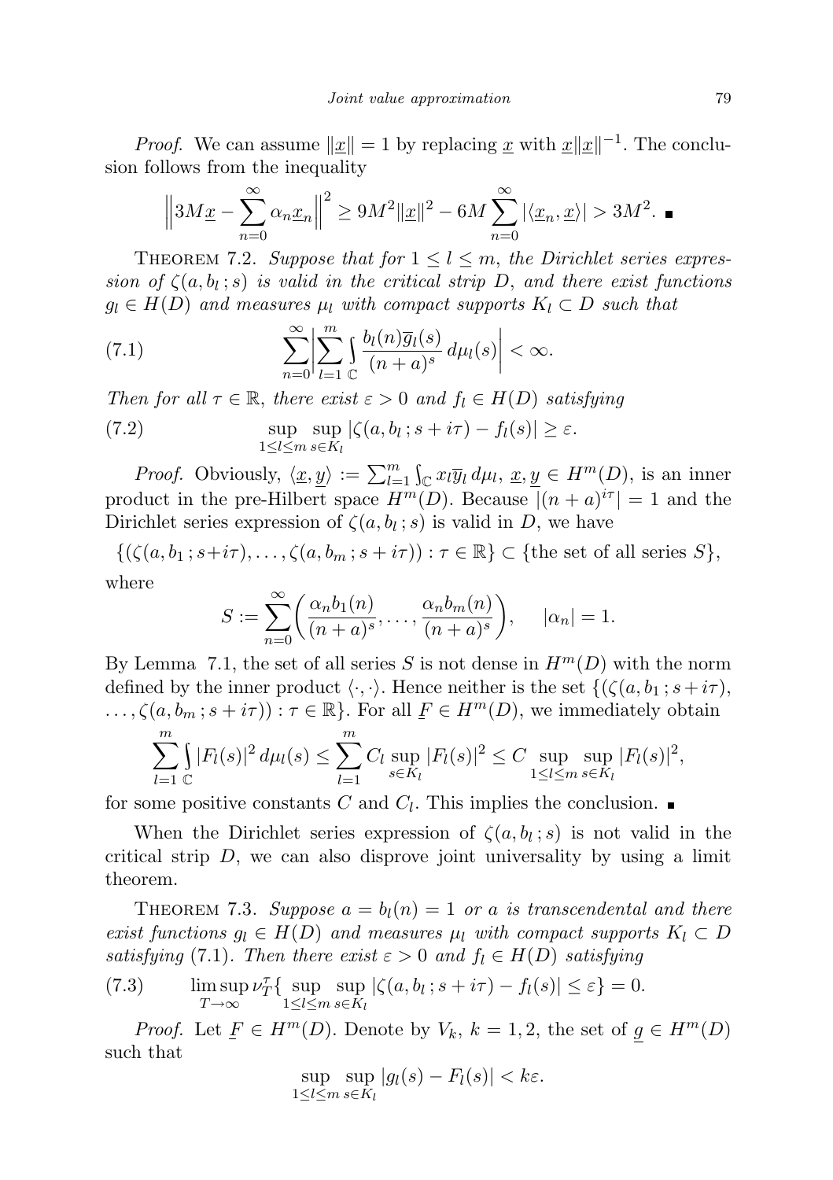*Proof.* We can assume $\|\underline{x}\| = 1$ by replacing $\underline{x}$ with $\underline{x}\|\underline{x}\|^{-1}$. The conclusion follows from the inequality

$$\Big\|3M\underline{x} - \sum_{n=0}^{\infty} \alpha_n \underline{x}_n\Big\|^2 \geq 9M^2\|\underline{x}\|^2 - 6M\sum_{n=0}^{\infty} |\langle \underline{x}_n, \underline{x}\rangle| > 3M^2. \ \blacksquare$$

Theorem 7.2. *Suppose that for $1 \leq l \leq m$, the Dirichlet series expression of $\zeta(a, b_l\,; s)$ is valid in the critical strip $D$, and there exist functions $g_l \in H(D)$ and measures $\mu_l$ with compact supports $K_l \subset D$ such that*

$$\sum_{n=0}^{\infty}\bigg|\sum_{l=1}^{m}\int_{\mathbb{C}} \frac{b_l(n)\overline{g}_l(s)}{(n+a)^s}\, d\mu_l(s)\bigg| < \infty. \tag{7.1}$$

*Then for all $\tau \in \mathbb{R}$, there exist $\varepsilon > 0$ and $f_l \in H(D)$ satisfying*

$$\sup_{1\leq l\leq m}\sup_{s\in K_l} |\zeta(a, b_l\,; s+i\tau) - f_l(s)| \geq \varepsilon. \tag{7.2}$$

*Proof.* Obviously, $\langle \underline{x}, \underline{y}\rangle := \sum_{l=1}^{m}\int_{\mathbb{C}} x_l\overline{y}_l\, d\mu_l$, $\underline{x}, \underline{y} \in H^m(D)$, is an inner product in the pre-Hilbert space $H^m(D)$. Because $|(n+a)^{i\tau}| = 1$ and the Dirichlet series expression of $\zeta(a, b_l\,; s)$ is valid in $D$, we have

$$\{(\zeta(a, b_1\,; s+i\tau), \ldots, \zeta(a, b_m\,; s+i\tau)) : \tau \in \mathbb{R}\} \subset \{\text{the set of all series } S\},$$

where

$$S := \sum_{n=0}^{\infty}\bigg(\frac{\alpha_n b_1(n)}{(n+a)^s}, \ldots, \frac{\alpha_n b_m(n)}{(n+a)^s}\bigg), \qquad |\alpha_n| = 1.$$

By Lemma 7.1, the set of all series $S$ is not dense in $H^m(D)$ with the norm defined by the inner product $\langle\cdot,\cdot\rangle$. Hence neither is the set $\{(\zeta(a, b_1\,; s+i\tau), \ldots, \zeta(a, b_m\,; s+i\tau)) : \tau \in \mathbb{R}\}$. For all $\underline{F} \in H^m(D)$, we immediately obtain

$$\sum_{l=1}^{m}\int_{\mathbb{C}} |F_l(s)|^2\, d\mu_l(s) \leq \sum_{l=1}^{m} C_l \sup_{s\in K_l} |F_l(s)|^2 \leq C \sup_{1\leq l\leq m}\sup_{s\in K_l} |F_l(s)|^2,$$

for some positive constants $C$ and $C_l$. This implies the conclusion. $\blacksquare$

When the Dirichlet series expression of $\zeta(a, b_l\,; s)$ is not valid in the critical strip $D$, we can also disprove joint universality by using a limit theorem.

Theorem 7.3. *Suppose $a = b_l(n) = 1$ or $a$ is transcendental and there exist functions $g_l \in H(D)$ and measures $\mu_l$ with compact supports $K_l \subset D$ satisfying* (7.1). *Then there exist $\varepsilon > 0$ and $f_l \in H(D)$ satisfying*

$$\limsup_{T\to\infty} \nu_T^{\tau}\{\sup_{1\leq l\leq m}\sup_{s\in K_l} |\zeta(a, b_l\,; s+i\tau) - f_l(s)| \leq \varepsilon\} = 0. \tag{7.3}$$

*Proof.* Let $\underline{F} \in H^m(D)$. Denote by $V_k$, $k = 1, 2$, the set of $\underline{g} \in H^m(D)$ such that

$$\sup_{1\leq l\leq m}\sup_{s\in K_l} |g_l(s) - F_l(s)| < k\varepsilon.$$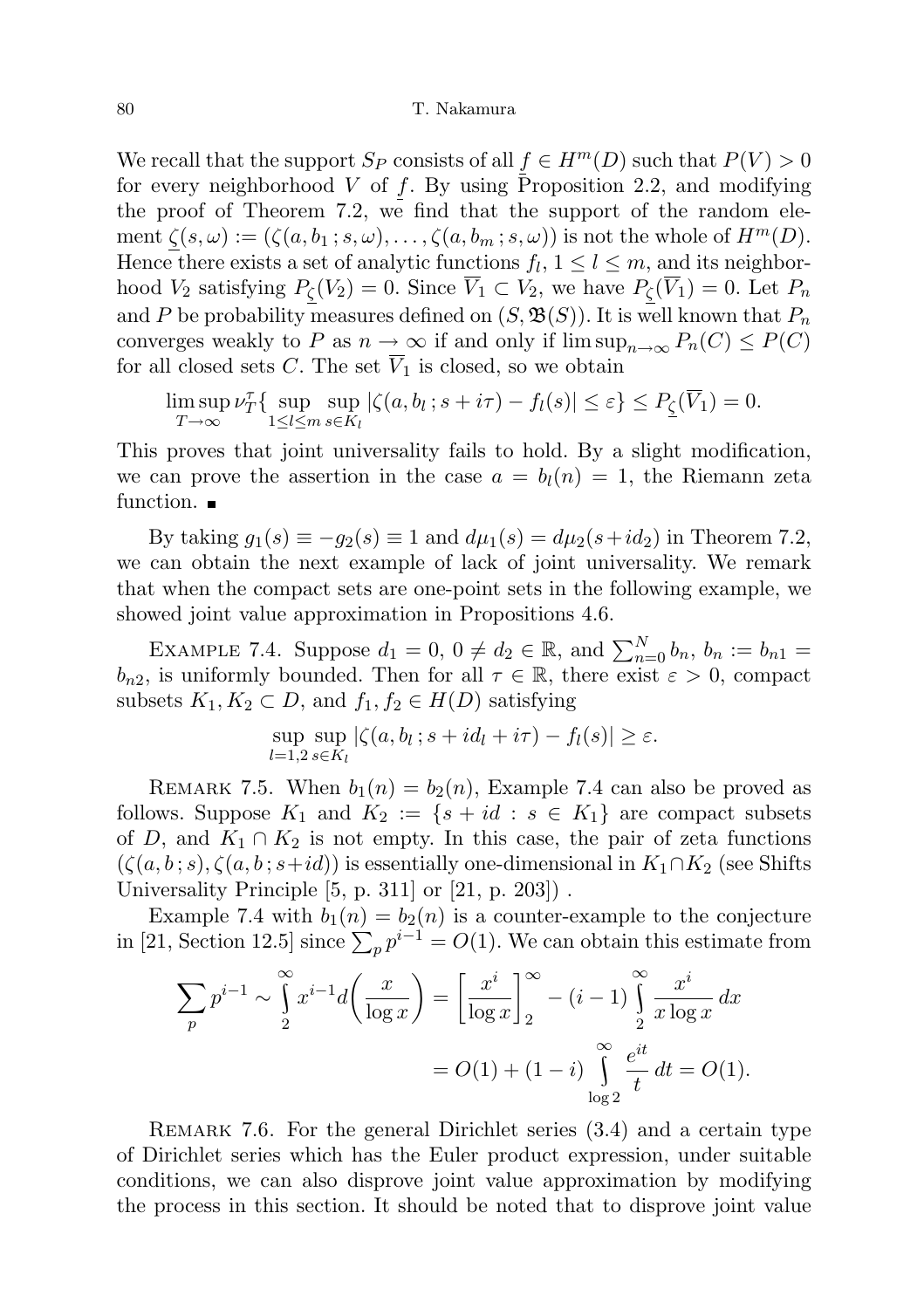We recall that the support $S_P$ consists of all $f \in H^m(D)$ such that $P(V) > 0$ for every neighborhood $V$ of $f$. By using Proposition 2.2, and modifying the proof of Theorem 7.2, we find that the support of the random element $\underline{\zeta}(s,\omega) := (\zeta(a, b_1\,; s, \omega), \ldots, \zeta(a, b_m\,; s, \omega))$ is not the whole of $H^m(D)$. Hence there exists a set of analytic functions $f_l$, $1 \le l \le m$, and its neighborhood $V_2$ satisfying $P_{\underline{\zeta}}(V_2) = 0$. Since $\overline{V}_1 \subset V_2$, we have $P_{\underline{\zeta}}(\overline{V}_1) = 0$. Let $P_n$ and $P$ be probability measures defined on $(S, \mathfrak{B}(S))$. It is well known that $P_n$ converges weakly to $P$ as $n \to \infty$ if and only if $\limsup_{n\to\infty} P_n(C) \le P(C)$ for all closed sets $C$. The set $\overline{V}_1$ is closed, so we obtain

$$\limsup_{T\to\infty} \nu_T^{\tau}\{\sup_{1\le l\le m}\sup_{s\in K_l} |\zeta(a, b_l\,; s+i\tau) - f_l(s)| \le \varepsilon\} \le P_{\underline{\zeta}}(\overline{V}_1) = 0.$$

This proves that joint universality fails to hold. By a slight modification, we can prove the assertion in the case $a = b_l(n) = 1$, the Riemann zeta function. ■

By taking $g_1(s) \equiv -g_2(s) \equiv 1$ and $d\mu_1(s) = d\mu_2(s+id_2)$ in Theorem 7.2, we can obtain the next example of lack of joint universality. We remark that when the compact sets are one-point sets in the following example, we showed joint value approximation in Propositions 4.6.

Example 7.4. Suppose $d_1 = 0$, $0 \ne d_2 \in \mathbb{R}$, and $\sum_{n=0}^{N} b_n$, $b_n := b_{n1} = b_{n2}$, is uniformly bounded. Then for all $\tau \in \mathbb{R}$, there exist $\varepsilon > 0$, compact subsets $K_1, K_2 \subset D$, and $f_1, f_2 \in H(D)$ satisfying

$$\sup_{l=1,2}\sup_{s\in K_l} |\zeta(a, b_l\,; s+id_l+i\tau) - f_l(s)| \ge \varepsilon.$$

Remark 7.5. When $b_1(n) = b_2(n)$, Example 7.4 can also be proved as follows. Suppose $K_1$ and $K_2 := \{s + id : s \in K_1\}$ are compact subsets of $D$, and $K_1 \cap K_2$ is not empty. In this case, the pair of zeta functions $(\zeta(a, b\,; s), \zeta(a, b\,; s+id))$ is essentially one-dimensional in $K_1 \cap K_2$ (see Shifts Universality Principle [5, p. 311] or [21, p. 203]) .

Example 7.4 with $b_1(n) = b_2(n)$ is a counter-example to the conjecture in [21, Section 12.5] since $\sum_p p^{i-1} = O(1)$. We can obtain this estimate from

$$\begin{aligned}\sum_p p^{i-1} \sim \int_2^{\infty} x^{i-1} d\bigg(\frac{x}{\log x}\bigg) &= \bigg[\frac{x^i}{\log x}\bigg]_2^{\infty} - (i-1)\int_2^{\infty} \frac{x^i}{x\log x}\,dx \\ &= O(1) + (1-i)\int_{\log 2}^{\infty} \frac{e^{it}}{t}\,dt = O(1).\end{aligned}$$

Remark 7.6. For the general Dirichlet series (3.4) and a certain type of Dirichlet series which has the Euler product expression, under suitable conditions, we can also disprove joint value approximation by modifying the process in this section. It should be noted that to disprove joint value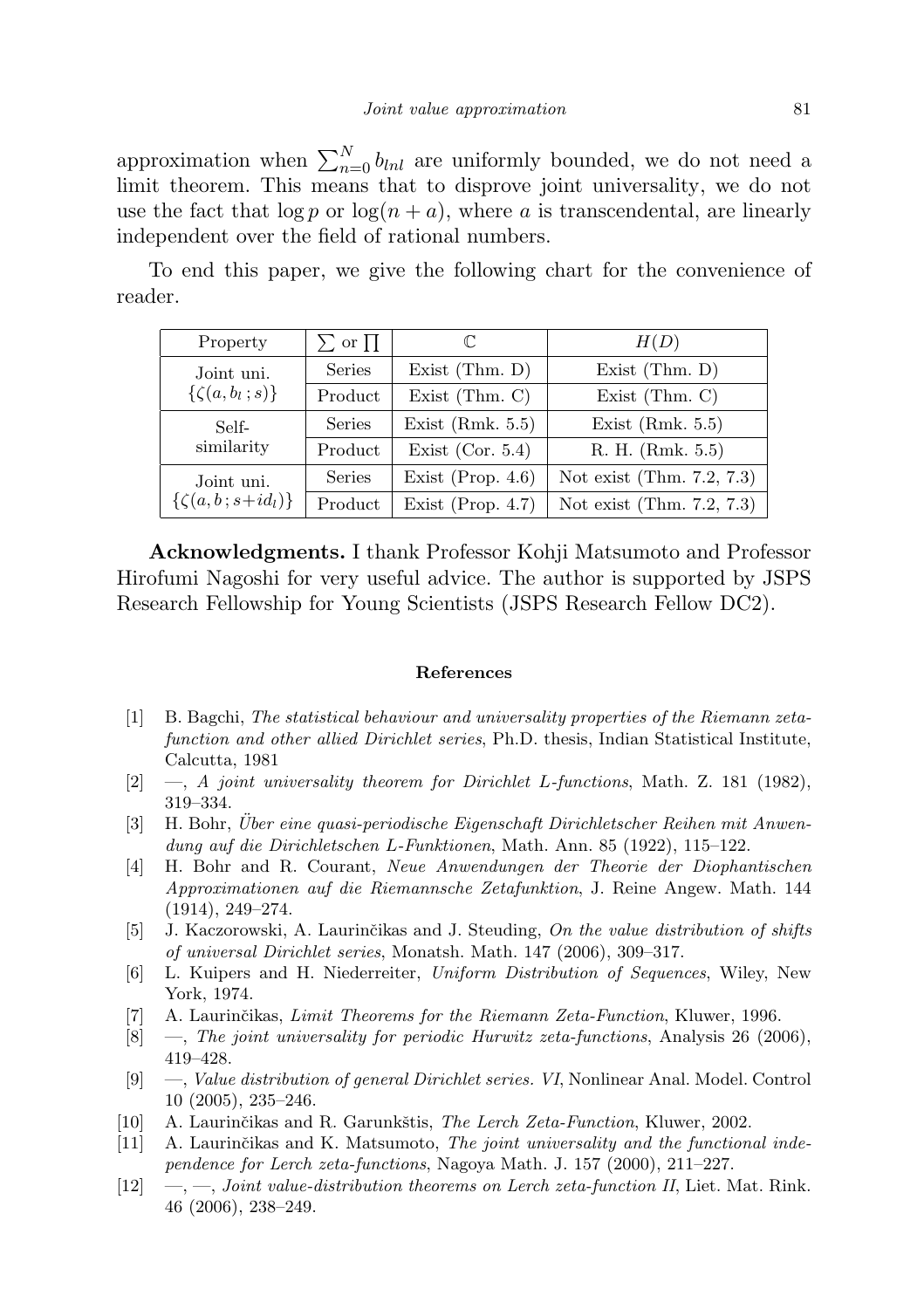approximation when $\sum_{n=0}^{N} b_{lnl}$ are uniformly bounded, we do not need a limit theorem. This means that to disprove joint universality, we do not use the fact that $\log p$ or $\log(n+a)$, where $a$ is transcendental, are linearly independent over the field of rational numbers.

To end this paper, we give the following chart for the convenience of reader.

| Property | $\sum$ or $\prod$ | $\mathbb{C}$ | $H(D)$ |
|---|---|---|---|
| Joint uni. $\{\zeta(a, b_l\,; s)\}$ | Series | Exist (Thm. D) | Exist (Thm. D) |
| | Product | Exist (Thm. C) | Exist (Thm. C) |
| Self-similarity | Series | Exist (Rmk. 5.5) | Exist (Rmk. 5.5) |
| | Product | Exist (Cor. 5.4) | R. H. (Rmk. 5.5) |
| Joint uni. $\{\zeta(a, b\,; s+id_l)\}$ | Series | Exist (Prop. 4.6) | Not exist (Thm. 7.2, 7.3) |
| | Product | Exist (Prop. 4.7) | Not exist (Thm. 7.2, 7.3) |

**Acknowledgments.** I thank Professor Kohji Matsumoto and Professor Hirofumi Nagoshi for very useful advice. The author is supported by JSPS Research Fellowship for Young Scientists (JSPS Research Fellow DC2).

## References

[1] B. Bagchi, *The statistical behaviour and universality properties of the Riemann zeta-function and other allied Dirichlet series*, Ph.D. thesis, Indian Statistical Institute, Calcutta, 1981

[2] —, *A joint universality theorem for Dirichlet L-functions*, Math. Z. 181 (1982), 319–334.

[3] H. Bohr, *Über eine quasi-periodische Eigenschaft Dirichletscher Reihen mit Anwendung auf die Dirichletschen L-Funktionen*, Math. Ann. 85 (1922), 115–122.

[4] H. Bohr and R. Courant, *Neue Anwendungen der Theorie der Diophantischen Approximationen auf die Riemannsche Zetafunktion*, J. Reine Angew. Math. 144 (1914), 249–274.

[5] J. Kaczorowski, A. Laurinčikas and J. Steuding, *On the value distribution of shifts of universal Dirichlet series*, Monatsh. Math. 147 (2006), 309–317.

[6] L. Kuipers and H. Niederreiter, *Uniform Distribution of Sequences*, Wiley, New York, 1974.

[7] A. Laurinčikas, *Limit Theorems for the Riemann Zeta-Function*, Kluwer, 1996.

[8] —, *The joint universality for periodic Hurwitz zeta-functions*, Analysis 26 (2006), 419–428.

[9] —, *Value distribution of general Dirichlet series. VI*, Nonlinear Anal. Model. Control 10 (2005), 235–246.

[10] A. Laurinčikas and R. Garunkštis, *The Lerch Zeta-Function*, Kluwer, 2002.

[11] A. Laurinčikas and K. Matsumoto, *The joint universality and the functional independence for Lerch zeta-functions*, Nagoya Math. J. 157 (2000), 211–227.

[12] —, —, *Joint value-distribution theorems on Lerch zeta-function II*, Liet. Mat. Rink. 46 (2006), 238–249.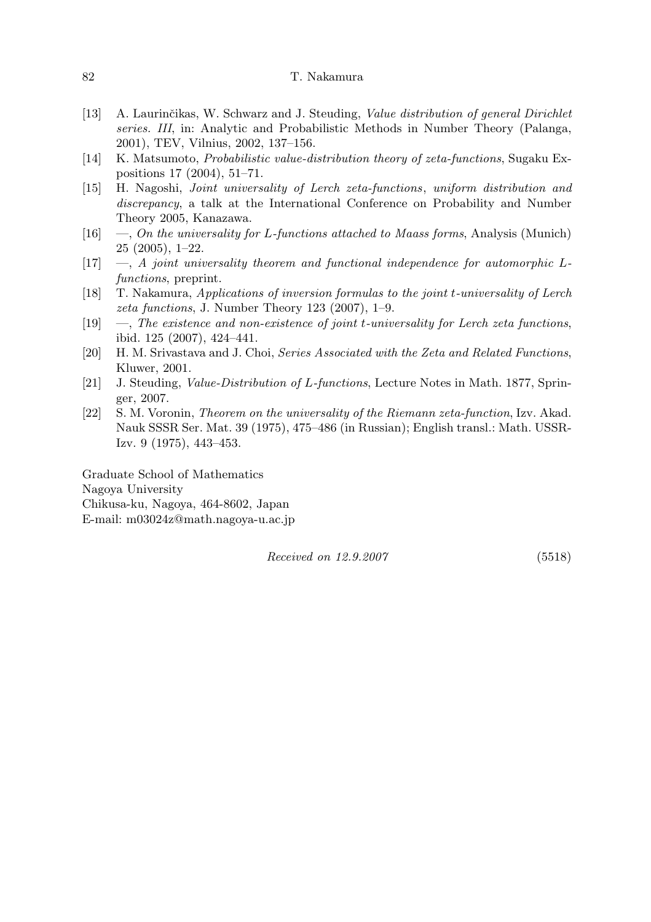[13] A. Laurinčikas, W. Schwarz and J. Steuding, *Value distribution of general Dirichlet series. III*, in: Analytic and Probabilistic Methods in Number Theory (Palanga, 2001), TEV, Vilnius, 2002, 137–156.

[14] K. Matsumoto, *Probabilistic value-distribution theory of zeta-functions*, Sugaku Expositions 17 (2004), 51–71.

[15] H. Nagoshi, *Joint universality of Lerch zeta-functions, uniform distribution and discrepancy*, a talk at the International Conference on Probability and Number Theory 2005, Kanazawa.

[16] —, *On the universality for L-functions attached to Maass forms*, Analysis (Munich) 25 (2005), 1–22.

[17] —, *A joint universality theorem and functional independence for automorphic L-functions*, preprint.

[18] T. Nakamura, *Applications of inversion formulas to the joint t-universality of Lerch zeta functions*, J. Number Theory 123 (2007), 1–9.

[19] —, *The existence and non-existence of joint t-universality for Lerch zeta functions*, ibid. 125 (2007), 424–441.

[20] H. M. Srivastava and J. Choi, *Series Associated with the Zeta and Related Functions*, Kluwer, 2001.

[21] J. Steuding, *Value-Distribution of L-functions*, Lecture Notes in Math. 1877, Springer, 2007.

[22] S. M. Voronin, *Theorem on the universality of the Riemann zeta-function*, Izv. Akad. Nauk SSSR Ser. Mat. 39 (1975), 475–486 (in Russian); English transl.: Math. USSR-Izv. 9 (1975), 443–453.

Graduate School of Mathematics
Nagoya University
Chikusa-ku, Nagoya, 464-8602, Japan
E-mail: m03024z@math.nagoya-u.ac.jp

*Received on 12.9.2007* (5518)